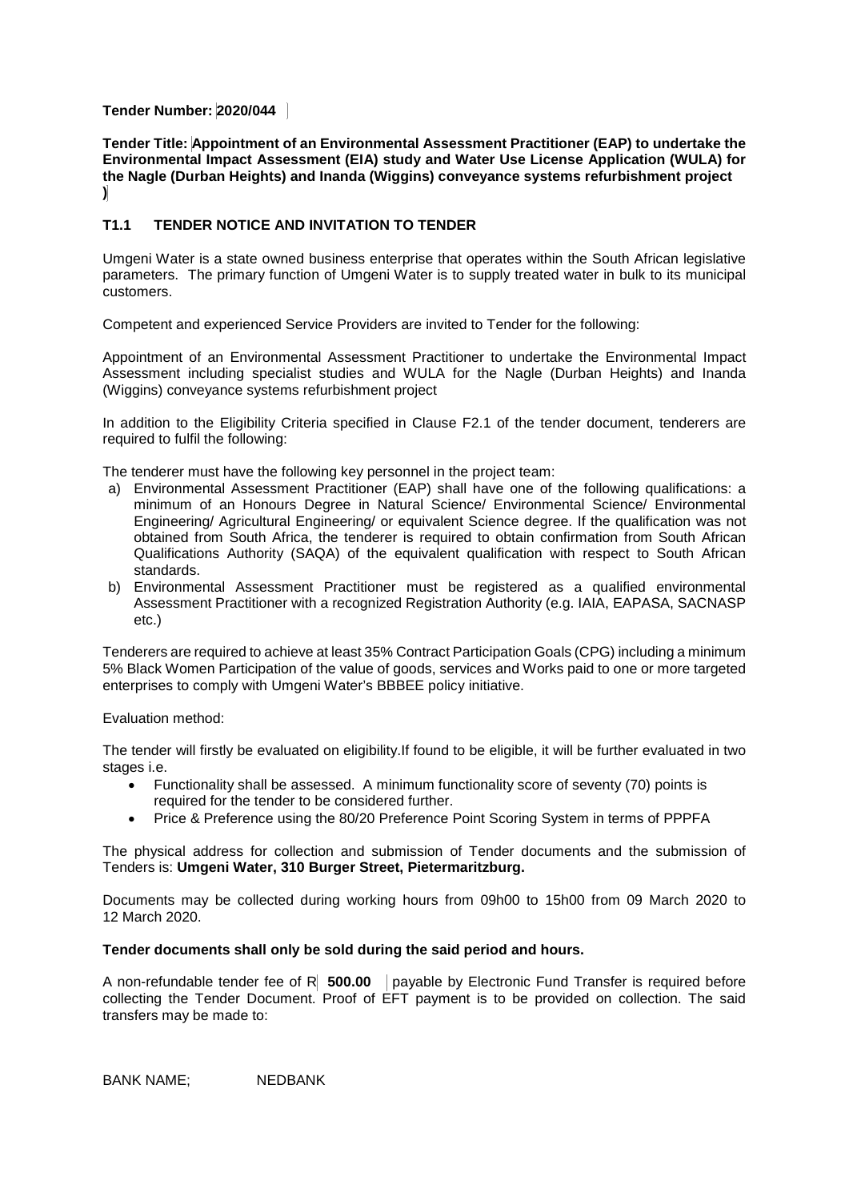**Tender Number: 2020/044**

**Tender Title: Appointment of an Environmental Assessment Practitioner (EAP) to undertake the Environmental Impact Assessment (EIA) study and Water Use License Application (WULA) for the Nagle (Durban Heights) and Inanda (Wiggins) conveyance systems refurbishment project )**

## T1.1 TENDER NOTICE AND INVITATION TO TENDER

Umgeni Water is a state owned business enterprise that operates within the South African legislative parameters. The primary function of Umgeni Water is to supply treated water in bulk to its municipal customers.

Competent and experienced Service Providers are invited to Tender for the following:

Appointment of an Environmental Assessment Practitioner to undertake the Environmental Impact Assessment including specialist studies and WULA for the Nagle (Durban Heights) and Inanda (Wiggins) conveyance systems refurbishment project

In addition to the Eligibility Criteria specified in Clause F2.1 of the tender document, tenderers are required to fulfil the following:

The tenderer must have the following key personnel in the project team:

a) Environmental Assessment Practitioner (EAP) shall have one of the following qualifications: a minimum of an Honours Degree in Natural Science/ Environmental Science/ Environmental Engineering/ Agricultural Engineering/ or equivalent Science degree. If the qualification was not obtained from South Africa, the tenderer is required to obtain confirmation from South African Qualifications Authority (SAQA) of the equivalent qualification with respect to South African standards.
b) Environmental Assessment Practitioner must be registered as a qualified environmental Assessment Practitioner with a recognized Registration Authority (e.g. IAIA, EAPASA, SACNASP etc.)

Tenderers are required to achieve at least 35% Contract Participation Goals (CPG) including a minimum 5% Black Women Participation of the value of goods, services and Works paid to one or more targeted enterprises to comply with Umgeni Water's BBBEE policy initiative.

Evaluation method:

The tender will firstly be evaluated on eligibility.If found to be eligible, it will be further evaluated in two stages i.e.

- Functionality shall be assessed. A minimum functionality score of seventy (70) points is required for the tender to be considered further.
- Price & Preference using the 80/20 Preference Point Scoring System in terms of PPPFA

The physical address for collection and submission of Tender documents and the submission of Tenders is: **Umgeni Water, 310 Burger Street, Pietermaritzburg.**

Documents may be collected during working hours from 09h00 to 15h00 from 09 March 2020 to 12 March 2020.

**Tender documents shall only be sold during the said period and hours.**

A non-refundable tender fee of R **500.00** payable by Electronic Fund Transfer is required before collecting the Tender Document. Proof of EFT payment is to be provided on collection. The said transfers may be made to:

BANK NAME; NEDBANK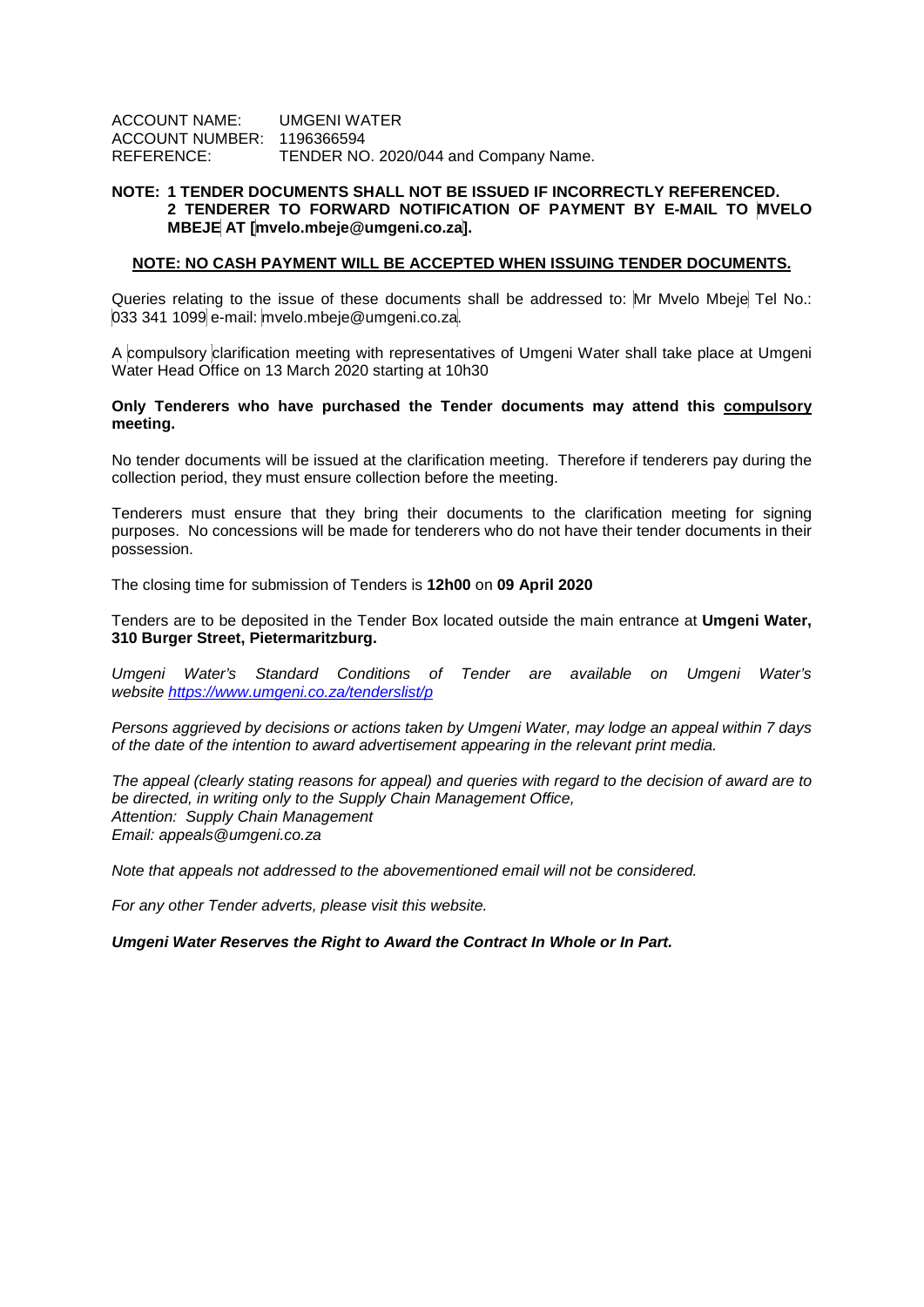ACCOUNT NAME: UMGENI WATER
ACCOUNT NUMBER: 1196366594
REFERENCE: TENDER NO. 2020/044 and Company Name.

**NOTE: 1 TENDER DOCUMENTS SHALL NOT BE ISSUED IF INCORRECTLY REFERENCED.**
**2 TENDERER TO FORWARD NOTIFICATION OF PAYMENT BY E-MAIL TO MVELO MBEJE AT [mvelo.mbeje@umgeni.co.za].**

**NOTE: NO CASH PAYMENT WILL BE ACCEPTED WHEN ISSUING TENDER DOCUMENTS.**

Queries relating to the issue of these documents shall be addressed to: Mr Mvelo Mbeje Tel No.: 033 341 1099 e-mail: mvelo.mbeje@umgeni.co.za.

A compulsory clarification meeting with representatives of Umgeni Water shall take place at Umgeni Water Head Office on 13 March 2020 starting at 10h30

**Only Tenderers who have purchased the Tender documents may attend this compulsory meeting.**

No tender documents will be issued at the clarification meeting. Therefore if tenderers pay during the collection period, they must ensure collection before the meeting.

Tenderers must ensure that they bring their documents to the clarification meeting for signing purposes. No concessions will be made for tenderers who do not have their tender documents in their possession.

The closing time for submission of Tenders is **12h00** on **09 April 2020**

Tenders are to be deposited in the Tender Box located outside the main entrance at **Umgeni Water, 310 Burger Street, Pietermaritzburg.**

*Umgeni Water's Standard Conditions of Tender are available on Umgeni Water's website https://www.umgeni.co.za/tenderslist/p*

*Persons aggrieved by decisions or actions taken by Umgeni Water, may lodge an appeal within 7 days of the date of the intention to award advertisement appearing in the relevant print media.*

*The appeal (clearly stating reasons for appeal) and queries with regard to the decision of award are to be directed, in writing only to the Supply Chain Management Office,*
*Attention: Supply Chain Management*
*Email: appeals@umgeni.co.za*

*Note that appeals not addressed to the abovementioned email will not be considered.*

*For any other Tender adverts, please visit this website.*

***Umgeni Water Reserves the Right to Award the Contract In Whole or In Part.***